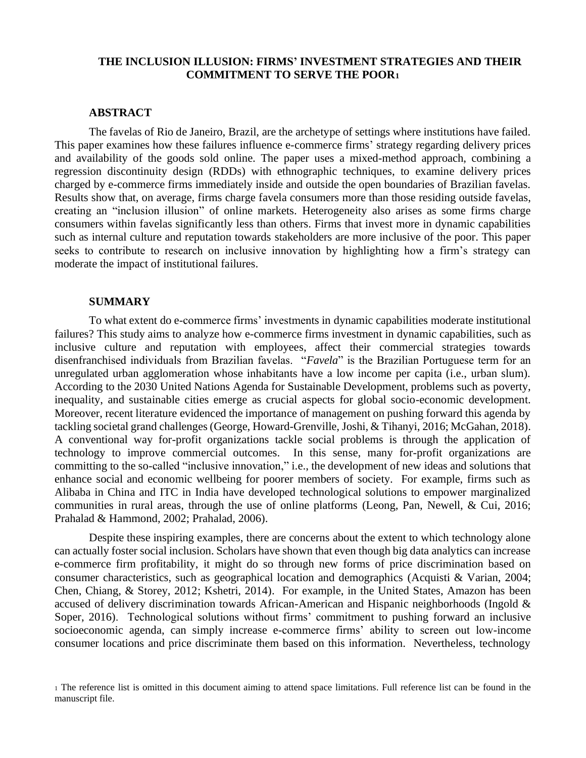# THE INCLUSION ILLUSION: FIRMS' INVESTMENT STRATEGIES AND THEIR COMMITMENT TO SERVE THE POOR[1]

## ABSTRACT

The favelas of Rio de Janeiro, Brazil, are the archetype of settings where institutions have failed. This paper examines how these failures influence e-commerce firms' strategy regarding delivery prices and availability of the goods sold online. The paper uses a mixed-method approach, combining a regression discontinuity design (RDDs) with ethnographic techniques, to examine delivery prices charged by e-commerce firms immediately inside and outside the open boundaries of Brazilian favelas. Results show that, on average, firms charge favela consumers more than those residing outside favelas, creating an "inclusion illusion" of online markets. Heterogeneity also arises as some firms charge consumers within favelas significantly less than others. Firms that invest more in dynamic capabilities such as internal culture and reputation towards stakeholders are more inclusive of the poor. This paper seeks to contribute to research on inclusive innovation by highlighting how a firm's strategy can moderate the impact of institutional failures.

## SUMMARY

To what extent do e-commerce firms' investments in dynamic capabilities moderate institutional failures? This study aims to analyze how e-commerce firms investment in dynamic capabilities, such as inclusive culture and reputation with employees, affect their commercial strategies towards disenfranchised individuals from Brazilian favelas. "*Favela*" is the Brazilian Portuguese term for an unregulated urban agglomeration whose inhabitants have a low income per capita (i.e., urban slum). According to the 2030 United Nations Agenda for Sustainable Development, problems such as poverty, inequality, and sustainable cities emerge as crucial aspects for global socio-economic development. Moreover, recent literature evidenced the importance of management on pushing forward this agenda by tackling societal grand challenges (George, Howard-Grenville, Joshi, & Tihanyi, 2016; McGahan, 2018). A conventional way for-profit organizations tackle social problems is through the application of technology to improve commercial outcomes. In this sense, many for-profit organizations are committing to the so-called "inclusive innovation," i.e., the development of new ideas and solutions that enhance social and economic wellbeing for poorer members of society. For example, firms such as Alibaba in China and ITC in India have developed technological solutions to empower marginalized communities in rural areas, through the use of online platforms (Leong, Pan, Newell, & Cui, 2016; Prahalad & Hammond, 2002; Prahalad, 2006).

Despite these inspiring examples, there are concerns about the extent to which technology alone can actually foster social inclusion. Scholars have shown that even though big data analytics can increase e-commerce firm profitability, it might do so through new forms of price discrimination based on consumer characteristics, such as geographical location and demographics (Acquisti & Varian, 2004; Chen, Chiang, & Storey, 2012; Kshetri, 2014). For example, in the United States, Amazon has been accused of delivery discrimination towards African-American and Hispanic neighborhoods (Ingold & Soper, 2016). Technological solutions without firms' commitment to pushing forward an inclusive socioeconomic agenda, can simply increase e-commerce firms' ability to screen out low-income consumer locations and price discriminate them based on this information. Nevertheless, technology

[1] The reference list is omitted in this document aiming to attend space limitations. Full reference list can be found in the manuscript file.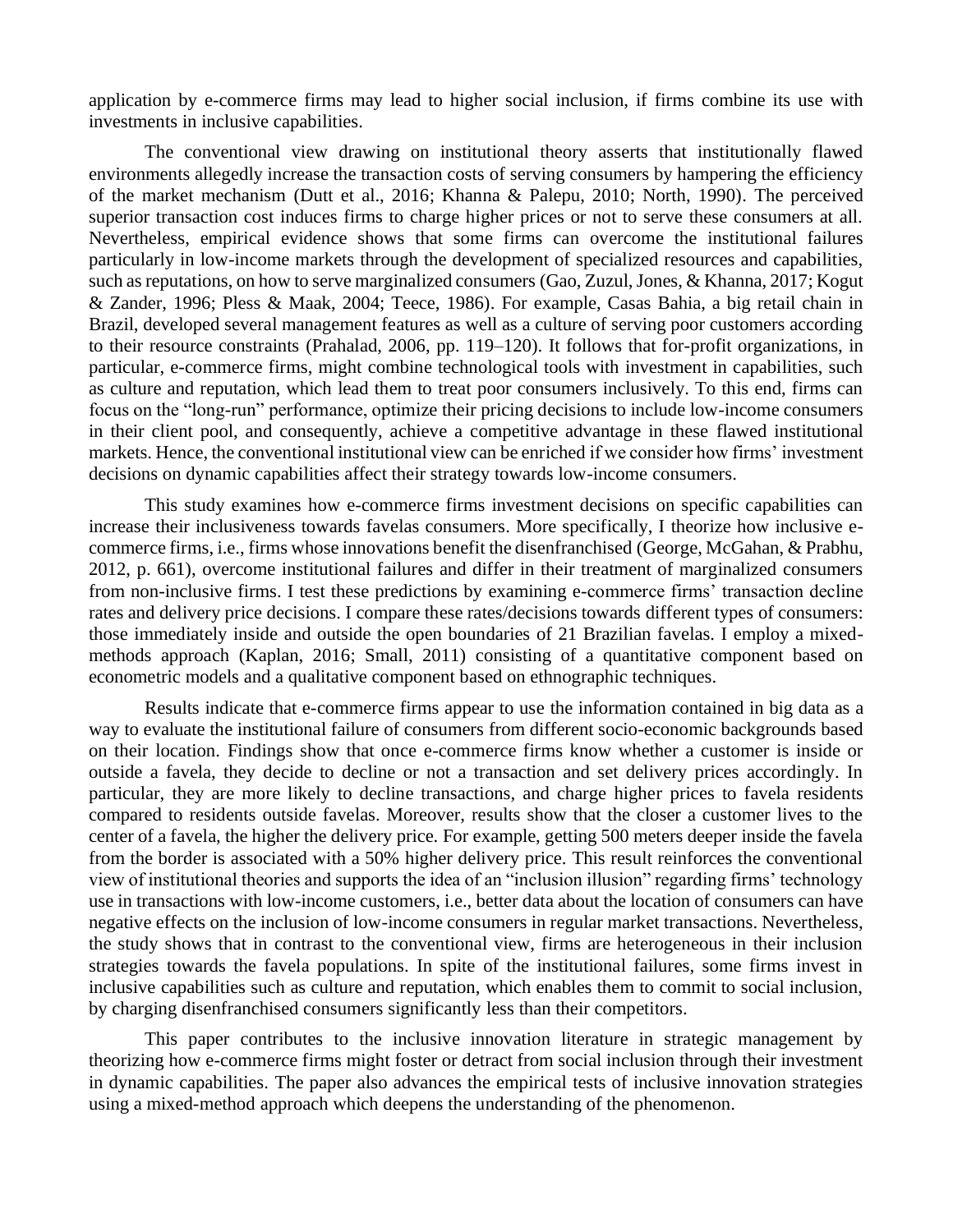application by e-commerce firms may lead to higher social inclusion, if firms combine its use with investments in inclusive capabilities.

The conventional view drawing on institutional theory asserts that institutionally flawed environments allegedly increase the transaction costs of serving consumers by hampering the efficiency of the market mechanism (Dutt et al., 2016; Khanna & Palepu, 2010; North, 1990). The perceived superior transaction cost induces firms to charge higher prices or not to serve these consumers at all. Nevertheless, empirical evidence shows that some firms can overcome the institutional failures particularly in low-income markets through the development of specialized resources and capabilities, such as reputations, on how to serve marginalized consumers (Gao, Zuzul, Jones, & Khanna, 2017; Kogut & Zander, 1996; Pless & Maak, 2004; Teece, 1986). For example, Casas Bahia, a big retail chain in Brazil, developed several management features as well as a culture of serving poor customers according to their resource constraints (Prahalad, 2006, pp. 119–120). It follows that for-profit organizations, in particular, e-commerce firms, might combine technological tools with investment in capabilities, such as culture and reputation, which lead them to treat poor consumers inclusively. To this end, firms can focus on the "long-run" performance, optimize their pricing decisions to include low-income consumers in their client pool, and consequently, achieve a competitive advantage in these flawed institutional markets. Hence, the conventional institutional view can be enriched if we consider how firms' investment decisions on dynamic capabilities affect their strategy towards low-income consumers.

This study examines how e-commerce firms investment decisions on specific capabilities can increase their inclusiveness towards favelas consumers. More specifically, I theorize how inclusive e-commerce firms, i.e., firms whose innovations benefit the disenfranchised (George, McGahan, & Prabhu, 2012, p. 661), overcome institutional failures and differ in their treatment of marginalized consumers from non-inclusive firms. I test these predictions by examining e-commerce firms' transaction decline rates and delivery price decisions. I compare these rates/decisions towards different types of consumers: those immediately inside and outside the open boundaries of 21 Brazilian favelas. I employ a mixed-methods approach (Kaplan, 2016; Small, 2011) consisting of a quantitative component based on econometric models and a qualitative component based on ethnographic techniques.

Results indicate that e-commerce firms appear to use the information contained in big data as a way to evaluate the institutional failure of consumers from different socio-economic backgrounds based on their location. Findings show that once e-commerce firms know whether a customer is inside or outside a favela, they decide to decline or not a transaction and set delivery prices accordingly. In particular, they are more likely to decline transactions, and charge higher prices to favela residents compared to residents outside favelas. Moreover, results show that the closer a customer lives to the center of a favela, the higher the delivery price. For example, getting 500 meters deeper inside the favela from the border is associated with a 50% higher delivery price. This result reinforces the conventional view of institutional theories and supports the idea of an "inclusion illusion" regarding firms' technology use in transactions with low-income customers, i.e., better data about the location of customers can have negative effects on the inclusion of low-income consumers in regular market transactions. Nevertheless, the study shows that in contrast to the conventional view, firms are heterogeneous in their inclusion strategies towards the favela populations. In spite of the institutional failures, some firms invest in inclusive capabilities such as culture and reputation, which enables them to commit to social inclusion, by charging disenfranchised consumers significantly less than their competitors.

This paper contributes to the inclusive innovation literature in strategic management by theorizing how e-commerce firms might foster or detract from social inclusion through their investment in dynamic capabilities. The paper also advances the empirical tests of inclusive innovation strategies using a mixed-method approach which deepens the understanding of the phenomenon.